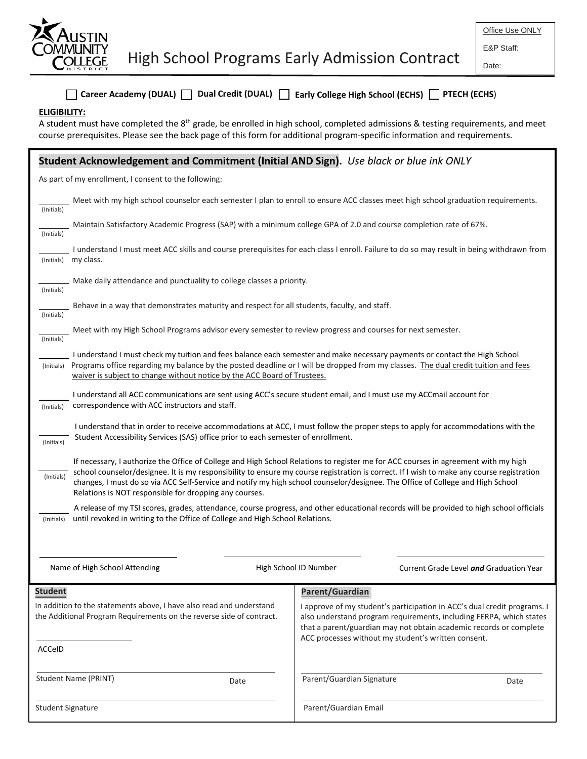# High School Programs Early Admission Contract

| Office Use ONLY |
|---|
| E&P Staff: |
| Date: |

☐ **Career Academy (DUAL)** ☐ **Dual Credit (DUAL)** ☐ **Early College High School (ECHS)** ☐ **PTECH (ECHS)**

**ELIGIBILITY:**

A student must have completed the 8th grade, be enrolled in high school, completed admissions & testing requirements, and meet course prerequisites. Please see the back page of this form for additional program-specific information and requirements.

## Student Acknowledgement and Commitment (Initial AND Sign). *Use black or blue ink ONLY*

As part of my enrollment, I consent to the following:

_______ (Initials) Meet with my high school counselor each semester I plan to enroll to ensure ACC classes meet high school graduation requirements.

_______ (Initials) Maintain Satisfactory Academic Progress (SAP) with a minimum college GPA of 2.0 and course completion rate of 67%.

_______ (Initials) I understand I must meet ACC skills and course prerequisites for each class I enroll. Failure to do so may result in being withdrawn from my class.

_______ (Initials) Make daily attendance and punctuality to college classes a priority.

_______ (Initials) Behave in a way that demonstrates maturity and respect for all students, faculty, and staff.

_______ (Initials) Meet with my High School Programs advisor every semester to review progress and courses for next semester.

_______ (Initials) I understand I must check my tuition and fees balance each semester and make necessary payments or contact the High School Programs office regarding my balance by the posted deadline or I will be dropped from my classes. <u>The dual credit tuition and fees waiver is subject to change without notice by the ACC Board of Trustees.</u>

_______ (Initials) I understand all ACC communications are sent using ACC's secure student email, and I must use my ACCmail account for correspondence with ACC instructors and staff.

_______ (Initials) I understand that in order to receive accommodations at ACC, I must follow the proper steps to apply for accommodations with the Student Accessibility Services (SAS) office prior to each semester of enrollment.

_______ (Initials) If necessary, I authorize the Office of College and High School Relations to register me for ACC courses in agreement with my high school counselor/designee. It is my responsibility to ensure my course registration is correct. If I wish to make any course registration changes, I must do so via ACC Self-Service and notify my high school counselor/designee. The Office of College and High School Relations is NOT responsible for dropping any courses.

_______ (Initials) A release of my TSI scores, grades, attendance, course progress, and other educational records will be provided to high school officials until revoked in writing to the Office of College and High School Relations.

_______________________ Name of High School Attending

_______________________ High School ID Number

_______________________ Current Grade Level ***and*** Graduation Year

**Student**

In addition to the statements above, I have also read and understand the Additional Program Requirements on the reverse side of contract.

_______________________ ACCeID

_______________________ Student Name (PRINT) Date

_______________________ Student Signature

**Parent/Guardian**

I approve of my student's participation in ACC's dual credit programs. I also understand program requirements, including FERPA, which states that a parent/guardian may not obtain academic records or complete ACC processes without my student's written consent.

_______________________ Parent/Guardian Signature Date

_______________________ Parent/Guardian Email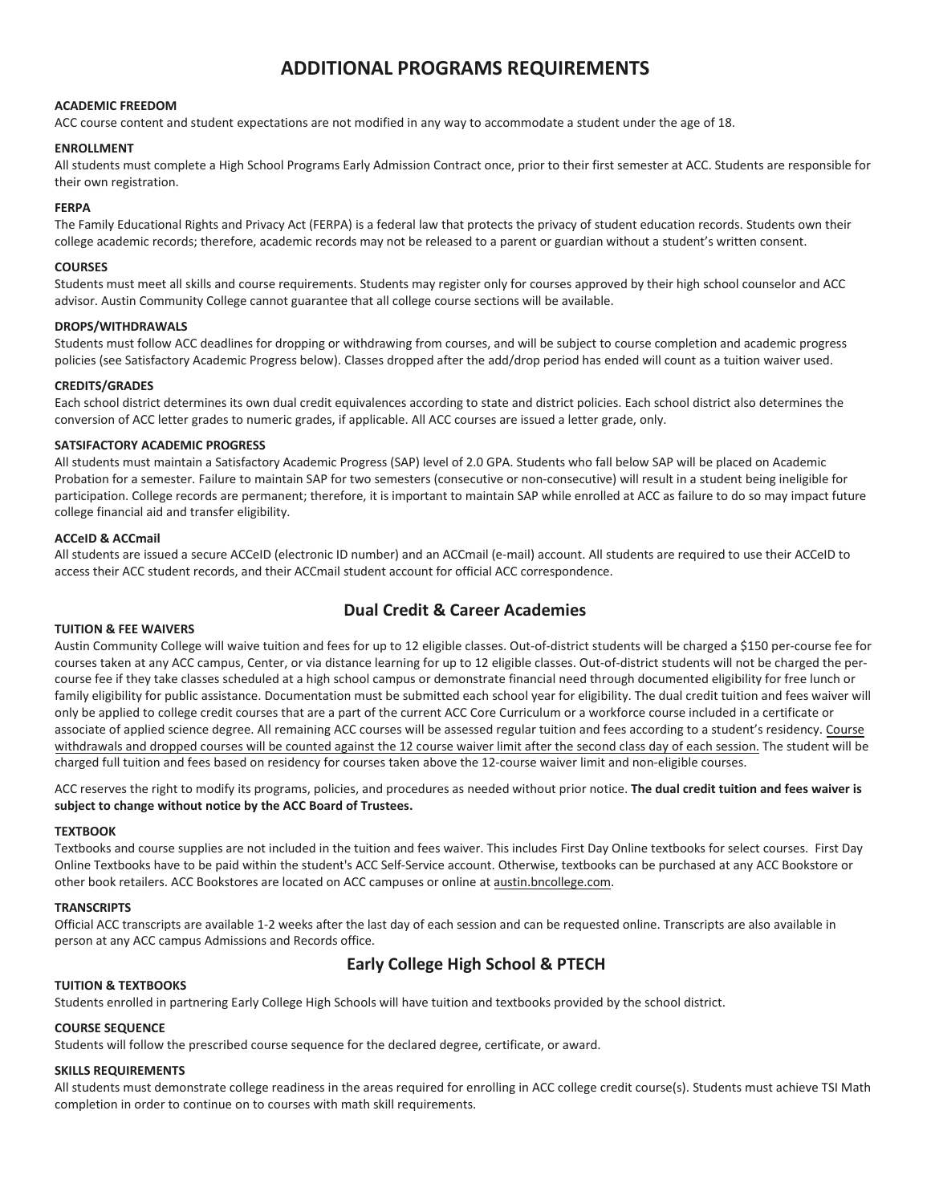# ADDITIONAL PROGRAMS REQUIREMENTS

**ACADEMIC FREEDOM**

ACC course content and student expectations are not modified in any way to accommodate a student under the age of 18.

**ENROLLMENT**

All students must complete a High School Programs Early Admission Contract once, prior to their first semester at ACC. Students are responsible for their own registration.

**FERPA**

The Family Educational Rights and Privacy Act (FERPA) is a federal law that protects the privacy of student education records. Students own their college academic records; therefore, academic records may not be released to a parent or guardian without a student's written consent.

**COURSES**

Students must meet all skills and course requirements. Students may register only for courses approved by their high school counselor and ACC advisor. Austin Community College cannot guarantee that all college course sections will be available.

**DROPS/WITHDRAWALS**

Students must follow ACC deadlines for dropping or withdrawing from courses, and will be subject to course completion and academic progress policies (see Satisfactory Academic Progress below). Classes dropped after the add/drop period has ended will count as a tuition waiver used.

**CREDITS/GRADES**

Each school district determines its own dual credit equivalences according to state and district policies. Each school district also determines the conversion of ACC letter grades to numeric grades, if applicable. All ACC courses are issued a letter grade, only.

**SATSIFACTORY ACADEMIC PROGRESS**

All students must maintain a Satisfactory Academic Progress (SAP) level of 2.0 GPA. Students who fall below SAP will be placed on Academic Probation for a semester. Failure to maintain SAP for two semesters (consecutive or non-consecutive) will result in a student being ineligible for participation. College records are permanent; therefore, it is important to maintain SAP while enrolled at ACC as failure to do so may impact future college financial aid and transfer eligibility.

**ACCeID & ACCmail**

All students are issued a secure ACCeID (electronic ID number) and an ACCmail (e-mail) account. All students are required to use their ACCeID to access their ACC student records, and their ACCmail student account for official ACC correspondence.

## Dual Credit & Career Academies

**TUITION & FEE WAIVERS**

Austin Community College will waive tuition and fees for up to 12 eligible classes. Out-of-district students will be charged a $150 per-course fee for courses taken at any ACC campus, Center, or via distance learning for up to 12 eligible classes. Out-of-district students will not be charged the per-course fee if they take classes scheduled at a high school campus or demonstrate financial need through documented eligibility for free lunch or family eligibility for public assistance. Documentation must be submitted each school year for eligibility. The dual credit tuition and fees waiver will only be applied to college credit courses that are a part of the current ACC Core Curriculum or a workforce course included in a certificate or associate of applied science degree. All remaining ACC courses will be assessed regular tuition and fees according to a student's residency. Course withdrawals and dropped courses will be counted against the 12 course waiver limit after the second class day of each session. The student will be charged full tuition and fees based on residency for courses taken above the 12-course waiver limit and non-eligible courses.

ACC reserves the right to modify its programs, policies, and procedures as needed without prior notice. **The dual credit tuition and fees waiver is subject to change without notice by the ACC Board of Trustees.**

**TEXTBOOK**

Textbooks and course supplies are not included in the tuition and fees waiver. This includes First Day Online textbooks for select courses. First Day Online Textbooks have to be paid within the student's ACC Self-Service account. Otherwise, textbooks can be purchased at any ACC Bookstore or other book retailers. ACC Bookstores are located on ACC campuses or online at austin.bncollege.com.

**TRANSCRIPTS**

Official ACC transcripts are available 1-2 weeks after the last day of each session and can be requested online. Transcripts are also available in person at any ACC campus Admissions and Records office.

## Early College High School & PTECH

**TUITION & TEXTBOOKS**

Students enrolled in partnering Early College High Schools will have tuition and textbooks provided by the school district.

**COURSE SEQUENCE**

Students will follow the prescribed course sequence for the declared degree, certificate, or award.

**SKILLS REQUIREMENTS**

All students must demonstrate college readiness in the areas required for enrolling in ACC college credit course(s). Students must achieve TSI Math completion in order to continue on to courses with math skill requirements.